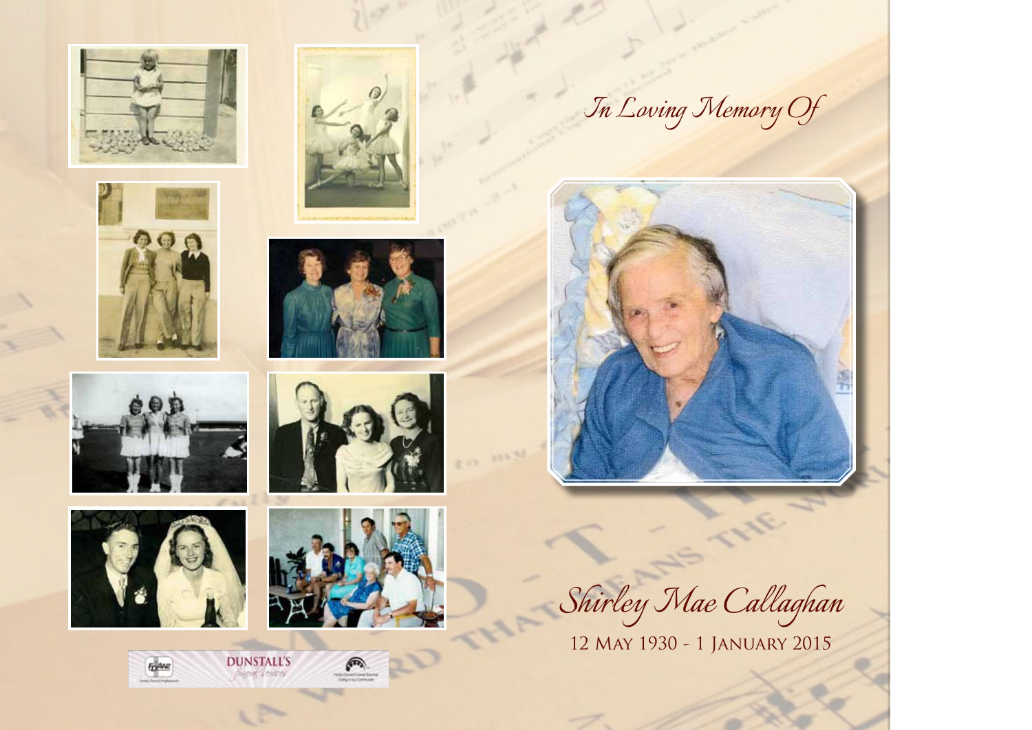*In Loving Memory Of*

# *Shirley Mae Callaghan*

12 May 1930 - 1 January 2015

DUNSTALL'S
Funeral Centres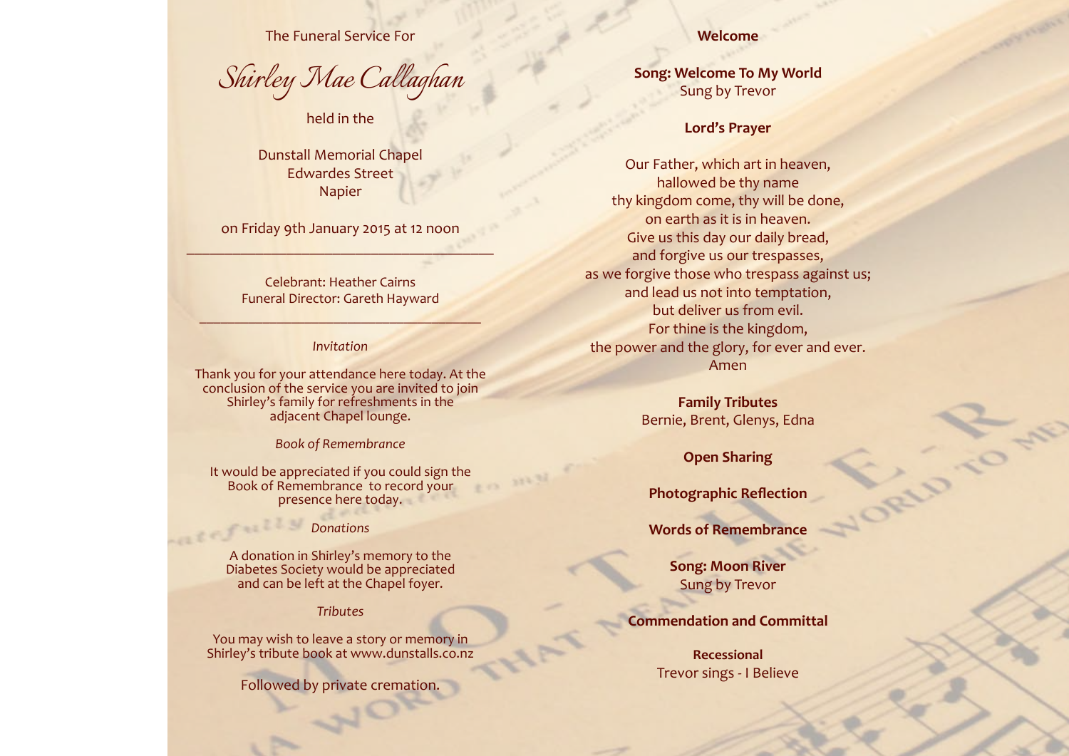The Funeral Service For

# *Shirley Mae Callaghan*

held in the

Dunstall Memorial Chapel
Edwardes Street
Napier

on Friday 9th January 2015 at 12 noon

---

Celebrant: Heather Cairns
Funeral Director: Gareth Hayward

---

*Invitation*

Thank you for your attendance here today. At the conclusion of the service you are invited to join Shirley's family for refreshments in the adjacent Chapel lounge.

*Book of Remembrance*

It would be appreciated if you could sign the Book of Remembrance to record your presence here today.

*Donations*

A donation in Shirley's memory to the Diabetes Society would be appreciated and can be left at the Chapel foyer.

*Tributes*

You may wish to leave a story or memory in Shirley's tribute book at www.dunstalls.co.nz

Followed by private cremation.

**Welcome**

**Song: Welcome To My World**
Sung by Trevor

**Lord's Prayer**

Our Father, which art in heaven,
hallowed be thy name
thy kingdom come, thy will be done,
on earth as it is in heaven.
Give us this day our daily bread,
and forgive us our trespasses,
as we forgive those who trespass against us;
and lead us not into temptation,
but deliver us from evil.
For thine is the kingdom,
the power and the glory, for ever and ever.
Amen

**Family Tributes**
Bernie, Brent, Glenys, Edna

**Open Sharing**

**Photographic Reflection**

**Words of Remembrance**

**Song: Moon River**
Sung by Trevor

**Commendation and Committal**

**Recessional**
Trevor sings - I Believe